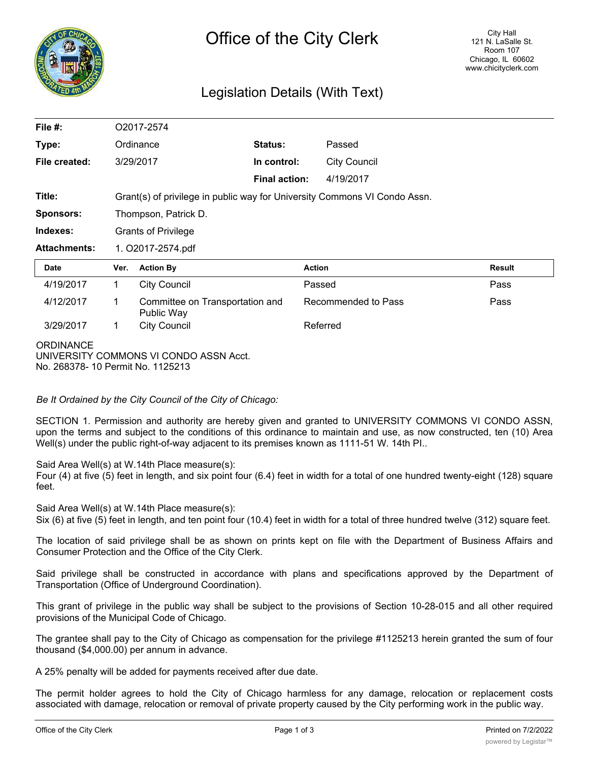# Office of the City Clerk

City Hall
121 N. LaSalle St.
Room 107
Chicago, IL 60602
www.chicityclerk.com

## Legislation Details (With Text)

| | | | |
|---|---|---|---|
| **File #:** | O2017-2574 | | |
| **Type:** | Ordinance | **Status:** | Passed |
| **File created:** | 3/29/2017 | **In control:** | City Council |
| | | **Final action:** | 4/19/2017 |
| **Title:** | Grant(s) of privilege in public way for University Commons VI Condo Assn. | | |
| **Sponsors:** | Thompson, Patrick D. | | |
| **Indexes:** | Grants of Privilege | | |
| **Attachments:** | 1. O2017-2574.pdf | | |

| Date | Ver. | Action By | Action | Result |
|---|---|---|---|---|
| 4/19/2017 | 1 | City Council | Passed | Pass |
| 4/12/2017 | 1 | Committee on Transportation and Public Way | Recommended to Pass | Pass |
| 3/29/2017 | 1 | City Council | Referred | |

ORDINANCE
UNIVERSITY COMMONS VI CONDO ASSN Acct.
No. 268378- 10 Permit No. 1125213

*Be It Ordained by the City Council of the City of Chicago:*

SECTION 1. Permission and authority are hereby given and granted to UNIVERSITY COMMONS VI CONDO ASSN, upon the terms and subject to the conditions of this ordinance to maintain and use, as now constructed, ten (10) Area Well(s) under the public right-of-way adjacent to its premises known as 1111-51 W. 14th Pl..

Said Area Well(s) at W.14th Place measure(s):
Four (4) at five (5) feet in length, and six point four (6.4) feet in width for a total of one hundred twenty-eight (128) square feet.

Said Area Well(s) at W.14th Place measure(s):
Six (6) at five (5) feet in length, and ten point four (10.4) feet in width for a total of three hundred twelve (312) square feet.

The location of said privilege shall be as shown on prints kept on file with the Department of Business Affairs and Consumer Protection and the Office of the City Clerk.

Said privilege shall be constructed in accordance with plans and specifications approved by the Department of Transportation (Office of Underground Coordination).

This grant of privilege in the public way shall be subject to the provisions of Section 10-28-015 and all other required provisions of the Municipal Code of Chicago.

The grantee shall pay to the City of Chicago as compensation for the privilege #1125213 herein granted the sum of four thousand ($4,000.00) per annum in advance.

A 25% penalty will be added for payments received after due date.

The permit holder agrees to hold the City of Chicago harmless for any damage, relocation or replacement costs associated with damage, relocation or removal of private property caused by the City performing work in the public way.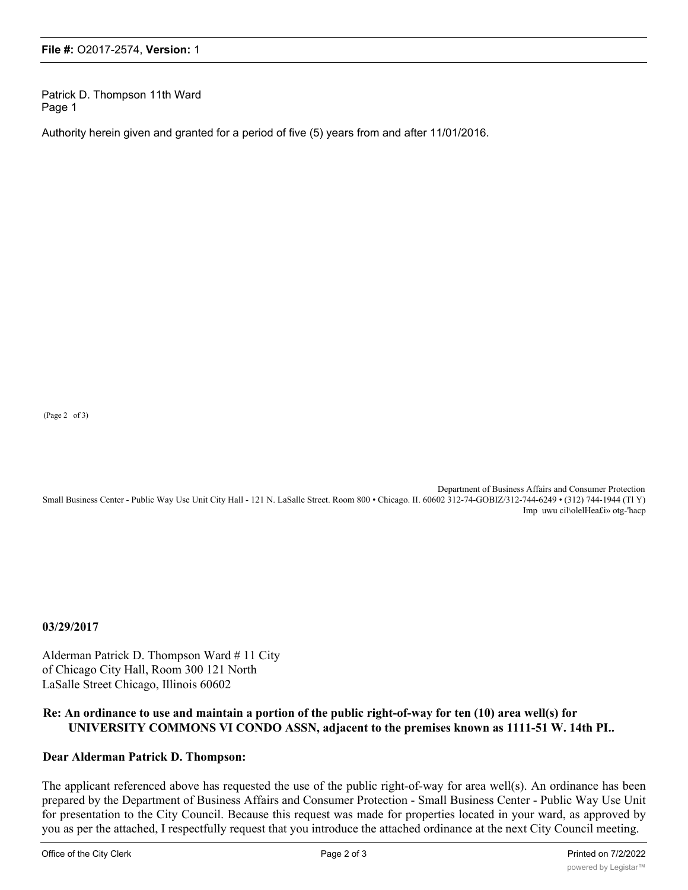Patrick D. Thompson 11th Ward
Page 1

Authority herein given and granted for a period of five (5) years from and after 11/01/2016.

(Page 2 of 3)

Department of Business Affairs and Consumer Protection
Small Business Center - Public Way Use Unit City Hall - 121 N. LaSalle Street. Room 800 • Chicago. II. 60602 312-74-GOBIZ/312-744-6249 • (312) 744-1944 (Tl Y)
Imp uwu cil\olelHea£i» otg-'hacp

**03/29/2017**

Alderman Patrick D. Thompson Ward # 11 City of Chicago City Hall, Room 300 121 North LaSalle Street Chicago, Illinois 60602

**Re: An ordinance to use and maintain a portion of the public right-of-way for ten (10) area well(s) for UNIVERSITY COMMONS VI CONDO ASSN, adjacent to the premises known as 1111-51 W. 14th PI..**

**Dear Alderman Patrick D. Thompson:**

The applicant referenced above has requested the use of the public right-of-way for area well(s). An ordinance has been prepared by the Department of Business Affairs and Consumer Protection - Small Business Center - Public Way Use Unit for presentation to the City Council. Because this request was made for properties located in your ward, as approved by you as per the attached, I respectfully request that you introduce the attached ordinance at the next City Council meeting.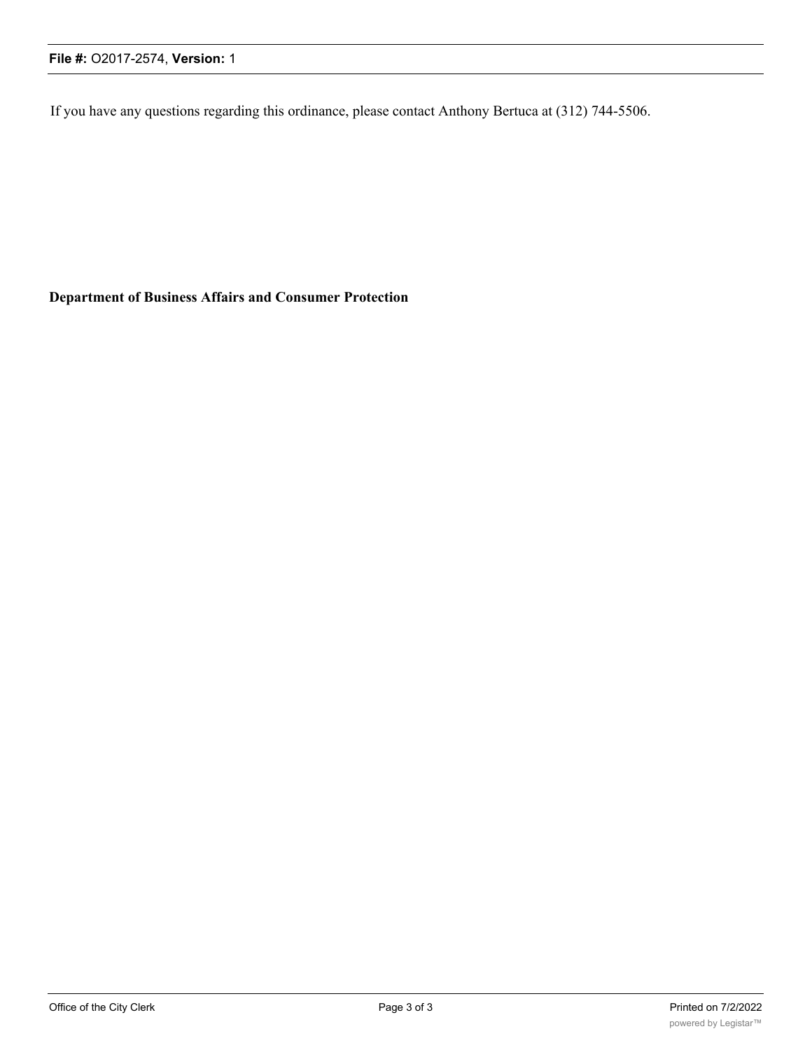If you have any questions regarding this ordinance, please contact Anthony Bertuca at (312) 744-5506.

**Department of Business Affairs and Consumer Protection**